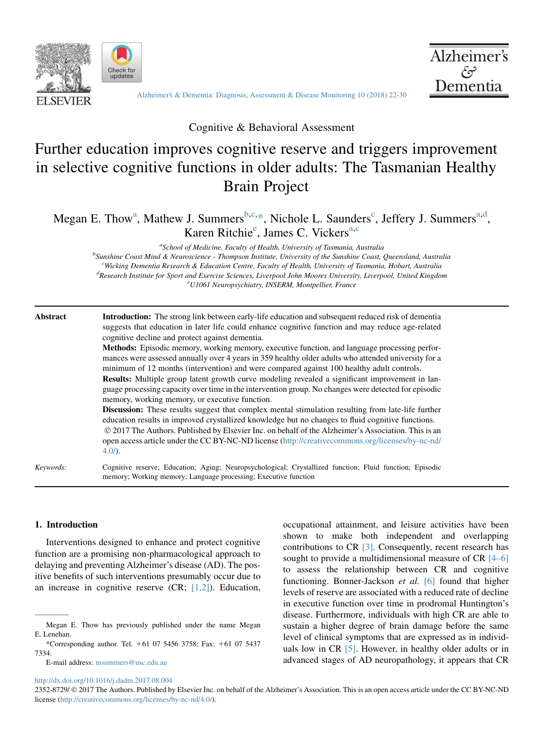Cognitive & Behavioral Assessment

# Further education improves cognitive reserve and triggers improvement in selective cognitive functions in older adults: The Tasmanian Healthy Brain Project

Megan E. Thow[a], Mathew J. Summers[b,c,*], Nichole L. Saunders[c], Jeffery J. Summers[a,d], Karen Ritchie[e], James C. Vickers[a,c]

[a]School of Medicine, Faculty of Health, University of Tasmania, Australia
[b]Sunshine Coast Mind & Neuroscience - Thompson Institute, University of the Sunshine Coast, Queensland, Australia
[c]Wicking Dementia Research & Education Centre, Faculty of Health, University of Tasmania, Hobart, Australia
[d]Research Institute for Sport and Exercise Sciences, Liverpool John Moores University, Liverpool, United Kingdom
[e]U1061 Neuropsychiatry, INSERM, Montpellier, France

**Abstract**

**Introduction:** The strong link between early-life education and subsequent reduced risk of dementia suggests that education in later life could enhance cognitive function and may reduce age-related cognitive decline and protect against dementia.

**Methods:** Episodic memory, working memory, executive function, and language processing performances were assessed annually over 4 years in 359 healthy older adults who attended university for a minimum of 12 months (intervention) and were compared against 100 healthy adult controls.

**Results:** Multiple group latent growth curve modeling revealed a significant improvement in language processing capacity over time in the intervention group. No changes were detected for episodic memory, working memory, or executive function.

**Discussion:** These results suggest that complex mental stimulation resulting from late-life further education results in improved crystallized knowledge but no changes to fluid cognitive functions.

© 2017 The Authors. Published by Elsevier Inc. on behalf of the Alzheimer's Association. This is an open access article under the CC BY-NC-ND license (http://creativecommons.org/licenses/by-nc-nd/4.0/).

*Keywords:* Cognitive reserve; Education; Aging; Neuropsychological; Crystallized function; Fluid function; Episodic memory; Working memory; Language processing; Executive function

## 1. Introduction

Interventions designed to enhance and protect cognitive function are a promising non-pharmacological approach to delaying and preventing Alzheimer's disease (AD). The positive benefits of such interventions presumably occur due to an increase in cognitive reserve (CR; [1,2]). Education, occupational attainment, and leisure activities have been shown to make both independent and overlapping contributions to CR [3]. Consequently, recent research has sought to provide a multidimensional measure of CR [4–6] to assess the relationship between CR and cognitive functioning. Bonner-Jackson *et al.* [6] found that higher levels of reserve are associated with a reduced rate of decline in executive function over time in prodromal Huntington's disease. Furthermore, individuals with high CR are able to sustain a higher degree of brain damage before the same level of clinical symptoms that are expressed as in individuals low in CR [5]. However, in healthy older adults or in advanced stages of AD neuropathology, it appears that CR

Megan E. Thow has previously published under the name Megan E. Lenehan.

*Corresponding author. Tel. +61 07 5456 3758; Fax: +61 07 5437 7334.

E-mail address: msummers@usc.edu.au

http://dx.doi.org/10.1016/j.dadm.2017.08.004

2352-8729/ © 2017 The Authors. Published by Elsevier Inc. on behalf of the Alzheimer's Association. This is an open access article under the CC BY-NC-ND license (http://creativecommons.org/licenses/by-nc-nd/4.0/).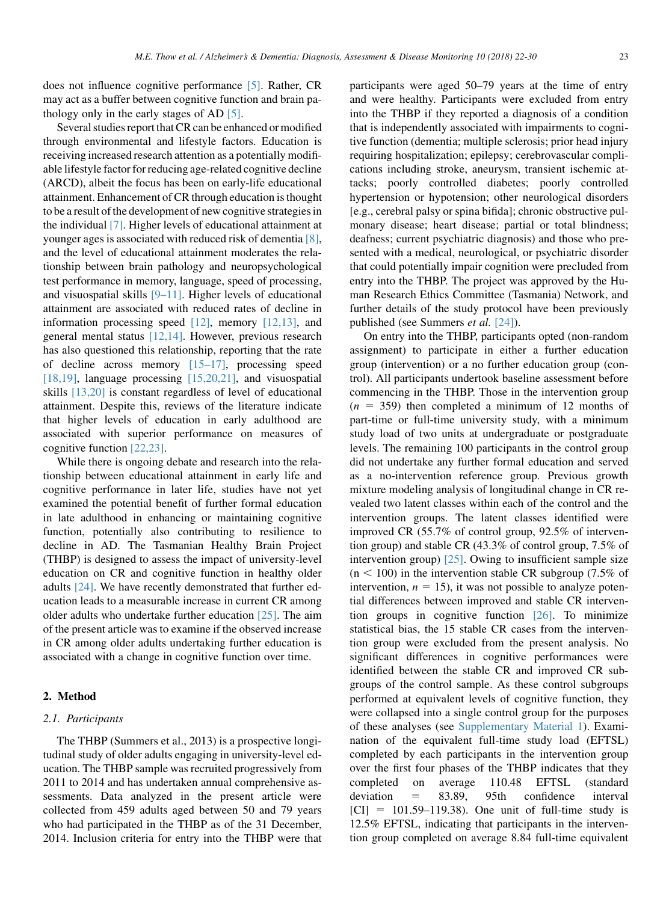does not influence cognitive performance [5]. Rather, CR may act as a buffer between cognitive function and brain pathology only in the early stages of AD [5].

Several studies report that CR can be enhanced or modified through environmental and lifestyle factors. Education is receiving increased research attention as a potentially modifiable lifestyle factor for reducing age-related cognitive decline (ARCD), albeit the focus has been on early-life educational attainment. Enhancement of CR through education is thought to be a result of the development of new cognitive strategies in the individual [7]. Higher levels of educational attainment at younger ages is associated with reduced risk of dementia [8], and the level of educational attainment moderates the relationship between brain pathology and neuropsychological test performance in memory, language, speed of processing, and visuospatial skills [9–11]. Higher levels of educational attainment are associated with reduced rates of decline in information processing speed [12], memory [12,13], and general mental status [12,14]. However, previous research has also questioned this relationship, reporting that the rate of decline across memory [15–17], processing speed [18,19], language processing [15,20,21], and visuospatial skills [13,20] is constant regardless of level of educational attainment. Despite this, reviews of the literature indicate that higher levels of education in early adulthood are associated with superior performance on measures of cognitive function [22,23].

While there is ongoing debate and research into the relationship between educational attainment in early life and cognitive performance in later life, studies have not yet examined the potential benefit of further formal education in late adulthood in enhancing or maintaining cognitive function, potentially also contributing to resilience to decline in AD. The Tasmanian Healthy Brain Project (THBP) is designed to assess the impact of university-level education on CR and cognitive function in healthy older adults [24]. We have recently demonstrated that further education leads to a measurable increase in current CR among older adults who undertake further education [25]. The aim of the present article was to examine if the observed increase in CR among older adults undertaking further education is associated with a change in cognitive function over time.

## 2. Method

### 2.1. Participants

The THBP (Summers et al., 2013) is a prospective longitudinal study of older adults engaging in university-level education. The THBP sample was recruited progressively from 2011 to 2014 and has undertaken annual comprehensive assessments. Data analyzed in the present article were collected from 459 adults aged between 50 and 79 years who had participated in the THBP as of the 31 December, 2014. Inclusion criteria for entry into the THBP were that participants were aged 50–79 years at the time of entry and were healthy. Participants were excluded from entry into the THBP if they reported a diagnosis of a condition that is independently associated with impairments to cognitive function (dementia; multiple sclerosis; prior head injury requiring hospitalization; epilepsy; cerebrovascular complications including stroke, aneurysm, transient ischemic attacks; poorly controlled diabetes; poorly controlled hypertension or hypotension; other neurological disorders [e.g., cerebral palsy or spina bifida]; chronic obstructive pulmonary disease; heart disease; partial or total blindness; deafness; current psychiatric diagnosis) and those who presented with a medical, neurological, or psychiatric disorder that could potentially impair cognition were precluded from entry into the THBP. The project was approved by the Human Research Ethics Committee (Tasmania) Network, and further details of the study protocol have been previously published (see Summers *et al.* [24]).

On entry into the THBP, participants opted (non-random assignment) to participate in either a further education group (intervention) or a no further education group (control). All participants undertook baseline assessment before commencing in the THBP. Those in the intervention group ($n$ = 359) then completed a minimum of 12 months of part-time or full-time university study, with a minimum study load of two units at undergraduate or postgraduate levels. The remaining 100 participants in the control group did not undertake any further formal education and served as a no-intervention reference group. Previous growth mixture modeling analysis of longitudinal change in CR revealed two latent classes within each of the control and the intervention groups. The latent classes identified were improved CR (55.7% of control group, 92.5% of intervention group) and stable CR (43.3% of control group, 7.5% of intervention group) [25]. Owing to insufficient sample size (n < 100) in the intervention stable CR subgroup (7.5% of intervention, $n$ = 15), it was not possible to analyze potential differences between improved and stable CR intervention groups in cognitive function [26]. To minimize statistical bias, the 15 stable CR cases from the intervention group were excluded from the present analysis. No significant differences in cognitive performances were identified between the stable CR and improved CR subgroups of the control sample. As these control subgroups performed at equivalent levels of cognitive function, they were collapsed into a single control group for the purposes of these analyses (see Supplementary Material 1). Examination of the equivalent full-time study load (EFTSL) completed by each participants in the intervention group over the first four phases of the THBP indicates that they completed on average 110.48 EFTSL (standard deviation = 83.89, 95th confidence interval [CI] = 101.59–119.38). One unit of full-time study is 12.5% EFTSL, indicating that participants in the intervention group completed on average 8.84 full-time equivalent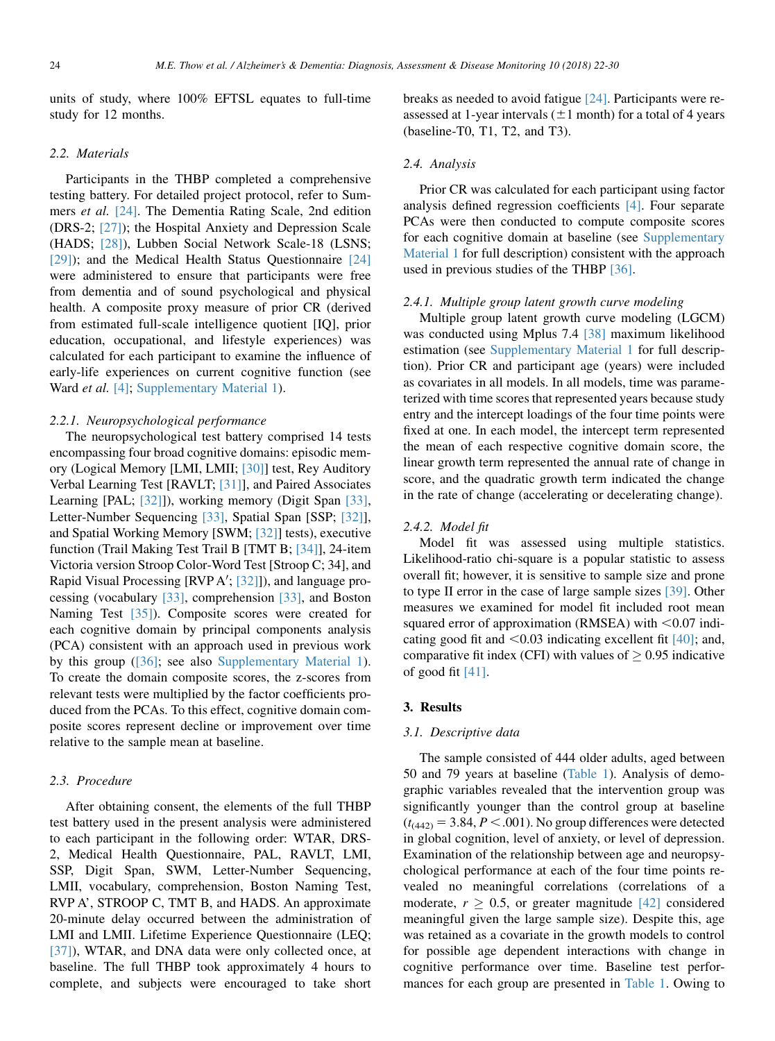units of study, where 100% EFTSL equates to full-time study for 12 months.

### 2.2. Materials

Participants in the THBP completed a comprehensive testing battery. For detailed project protocol, refer to Summers *et al.* [24]. The Dementia Rating Scale, 2nd edition (DRS-2; [27]); the Hospital Anxiety and Depression Scale (HADS; [28]), Lubben Social Network Scale-18 (LSNS; [29]); and the Medical Health Status Questionnaire [24] were administered to ensure that participants were free from dementia and of sound psychological and physical health. A composite proxy measure of prior CR (derived from estimated full-scale intelligence quotient [IQ], prior education, occupational, and lifestyle experiences) was calculated for each participant to examine the influence of early-life experiences on current cognitive function (see Ward *et al.* [4]; Supplementary Material 1).

#### 2.2.1. Neuropsychological performance

The neuropsychological test battery comprised 14 tests encompassing four broad cognitive domains: episodic memory (Logical Memory [LMI, LMII; [30]] test, Rey Auditory Verbal Learning Test [RAVLT; [31]], and Paired Associates Learning [PAL; [32]]), working memory (Digit Span [33], Letter-Number Sequencing [33], Spatial Span [SSP; [32]], and Spatial Working Memory [SWM; [32]] tests), executive function (Trail Making Test Trail B [TMT B; [34]], 24-item Victoria version Stroop Color-Word Test [Stroop C; 34], and Rapid Visual Processing [RVP A′; [32]]), and language processing (vocabulary [33], comprehension [33], and Boston Naming Test [35]). Composite scores were created for each cognitive domain by principal components analysis (PCA) consistent with an approach used in previous work by this group ([36]; see also Supplementary Material 1). To create the domain composite scores, the z-scores from relevant tests were multiplied by the factor coefficients produced from the PCAs. To this effect, cognitive domain composite scores represent decline or improvement over time relative to the sample mean at baseline.

### 2.3. Procedure

After obtaining consent, the elements of the full THBP test battery used in the present analysis were administered to each participant in the following order: WTAR, DRS-2, Medical Health Questionnaire, PAL, RAVLT, LMI, SSP, Digit Span, SWM, Letter-Number Sequencing, LMII, vocabulary, comprehension, Boston Naming Test, RVP A', STROOP C, TMT B, and HADS. An approximate 20-minute delay occurred between the administration of LMI and LMII. Lifetime Experience Questionnaire (LEQ; [37]), WTAR, and DNA data were only collected once, at baseline. The full THBP took approximately 4 hours to complete, and subjects were encouraged to take short breaks as needed to avoid fatigue [24]. Participants were reassessed at 1-year intervals (±1 month) for a total of 4 years (baseline-T0, T1, T2, and T3).

### 2.4. Analysis

Prior CR was calculated for each participant using factor analysis defined regression coefficients [4]. Four separate PCAs were then conducted to compute composite scores for each cognitive domain at baseline (see Supplementary Material 1 for full description) consistent with the approach used in previous studies of the THBP [36].

#### 2.4.1. Multiple group latent growth curve modeling

Multiple group latent growth curve modeling (LGCM) was conducted using Mplus 7.4 [38] maximum likelihood estimation (see Supplementary Material 1 for full description). Prior CR and participant age (years) were included as covariates in all models. In all models, time was parameterized with time scores that represented years because study entry and the intercept loadings of the four time points were fixed at one. In each model, the intercept term represented the mean of each respective cognitive domain score, the linear growth term represented the annual rate of change in score, and the quadratic growth term indicated the change in the rate of change (accelerating or decelerating change).

#### 2.4.2. Model fit

Model fit was assessed using multiple statistics. Likelihood-ratio chi-square is a popular statistic to assess overall fit; however, it is sensitive to sample size and prone to type II error in the case of large sample sizes [39]. Other measures we examined for model fit included root mean squared error of approximation (RMSEA) with <0.07 indicating good fit and <0.03 indicating excellent fit [40]; and, comparative fit index (CFI) with values of ≥ 0.95 indicative of good fit [41].

## 3. Results

### 3.1. Descriptive data

The sample consisted of 444 older adults, aged between 50 and 79 years at baseline (Table 1). Analysis of demographic variables revealed that the intervention group was significantly younger than the control group at baseline ($t_{(442)} = 3.84$, $P < .001$). No group differences were detected in global cognition, level of anxiety, or level of depression. Examination of the relationship between age and neuropsychological performance at each of the four time points revealed no meaningful correlations (correlations of a moderate, $r \geq 0.5$, or greater magnitude [42] considered meaningful given the large sample size). Despite this, age was retained as a covariate in the growth models to control for possible age dependent interactions with change in cognitive performance over time. Baseline test performances for each group are presented in Table 1. Owing to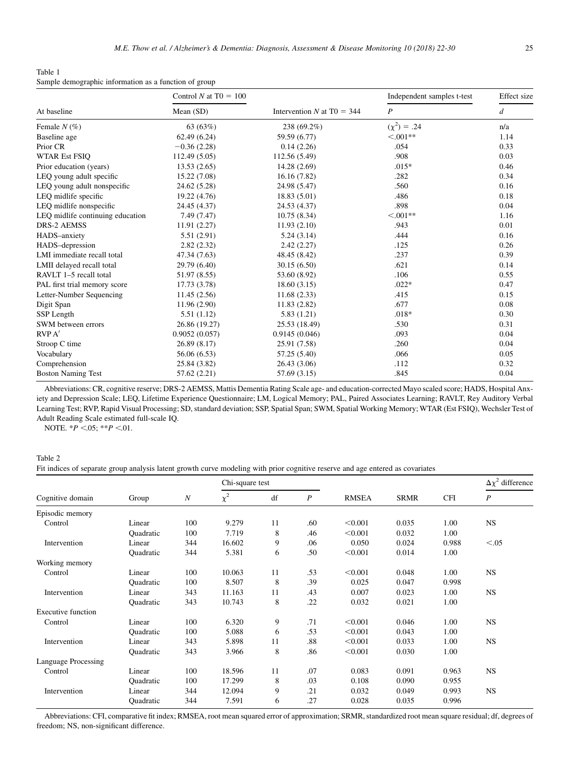Table 1
Sample demographic information as a function of group

| At baseline | Control $N$ at T0 = 100 | Intervention $N$ at T0 = 344 | Independent samples t-test | Effect size |
|---|---|---|---|---|
| | Mean (SD) | | $P$ | $d$ |
| Female $N$ (%) | 63 (63%) | 238 (69.2%) | $(\chi^2) = .24$ | n/a |
| Baseline age | 62.49 (6.24) | 59.59 (6.77) | <.001** | 1.14 |
| Prior CR | −0.36 (2.28) | 0.14 (2.26) | .054 | 0.33 |
| WTAR Est FSIQ | 112.49 (5.05) | 112.56 (5.49) | .908 | 0.03 |
| Prior education (years) | 13.53 (2.65) | 14.28 (2.69) | .015* | 0.46 |
| LEQ young adult specific | 15.22 (7.08) | 16.16 (7.82) | .282 | 0.34 |
| LEQ young adult nonspecific | 24.62 (5.28) | 24.98 (5.47) | .560 | 0.16 |
| LEQ midlife specific | 19.22 (4.76) | 18.83 (5.01) | .486 | 0.18 |
| LEQ midlife nonspecific | 24.45 (4.37) | 24.53 (4.37) | .898 | 0.04 |
| LEQ midlife continuing education | 7.49 (7.47) | 10.75 (8.34) | <.001** | 1.16 |
| DRS-2 AEMSS | 11.91 (2.27) | 11.93 (2.10) | .943 | 0.01 |
| HADS–anxiety | 5.51 (2.91) | 5.24 (3.14) | .444 | 0.16 |
| HADS–depression | 2.82 (2.32) | 2.42 (2.27) | .125 | 0.26 |
| LMI immediate recall total | 47.34 (7.63) | 48.45 (8.42) | .237 | 0.39 |
| LMII delayed recall total | 29.79 (6.40) | 30.15 (6.50) | .621 | 0.14 |
| RAVLT 1–5 recall total | 51.97 (8.55) | 53.60 (8.92) | .106 | 0.55 |
| PAL first trial memory score | 17.73 (3.78) | 18.60 (3.15) | .022* | 0.47 |
| Letter-Number Sequencing | 11.45 (2.56) | 11.68 (2.33) | .415 | 0.15 |
| Digit Span | 11.96 (2.90) | 11.83 (2.82) | .677 | 0.08 |
| SSP Length | 5.51 (1.12) | 5.83 (1.21) | .018* | 0.30 |
| SWM between errors | 26.86 (19.27) | 25.53 (18.49) | .530 | 0.31 |
| RVP A′ | 0.9052 (0.057) | 0.9145 (0.046) | .093 | 0.04 |
| Stroop C time | 26.89 (8.17) | 25.91 (7.58) | .260 | 0.04 |
| Vocabulary | 56.06 (6.53) | 57.25 (5.40) | .066 | 0.05 |
| Comprehension | 25.84 (3.82) | 26.43 (3.06) | .112 | 0.32 |
| Boston Naming Test | 57.62 (2.21) | 57.69 (3.15) | .845 | 0.04 |

Abbreviations: CR, cognitive reserve; DRS-2 AEMSS, Mattis Dementia Rating Scale age- and education-corrected Mayo scaled score; HADS, Hospital Anxiety and Depression Scale; LEQ, Lifetime Experience Questionnaire; LM, Logical Memory; PAL, Paired Associates Learning; RAVLT, Rey Auditory Verbal Learning Test; RVP, Rapid Visual Processing; SD, standard deviation; SSP, Spatial Span; SWM, Spatial Working Memory; WTAR (Est FSIQ), Wechsler Test of Adult Reading Scale estimated full-scale IQ.

NOTE. *$P$ <.05; **$P$ <.01.

Table 2
Fit indices of separate group analysis latent growth curve modeling with prior cognitive reserve and age entered as covariates

| Cognitive domain | Group | $N$ | Chi-square test | | | RMSEA | SRMR | CFI | $\Delta\chi^2$ difference |
|---|---|---|---|---|---|---|---|---|---|
| | | | $\chi^2$ | df | $P$ | | | | $P$ |
| Episodic memory | | | | | | | | | |
| Control | Linear | 100 | 9.279 | 11 | .60 | <0.001 | 0.035 | 1.00 | NS |
| | Quadratic | 100 | 7.719 | 8 | .46 | <0.001 | 0.032 | 1.00 | |
| Intervention | Linear | 344 | 16.602 | 9 | .06 | 0.050 | 0.024 | 0.988 | <.05 |
| | Quadratic | 344 | 5.381 | 6 | .50 | <0.001 | 0.014 | 1.00 | |
| Working memory | | | | | | | | | |
| Control | Linear | 100 | 10.063 | 11 | .53 | <0.001 | 0.048 | 1.00 | NS |
| | Quadratic | 100 | 8.507 | 8 | .39 | 0.025 | 0.047 | 0.998 | |
| Intervention | Linear | 343 | 11.163 | 11 | .43 | 0.007 | 0.023 | 1.00 | NS |
| | Quadratic | 343 | 10.743 | 8 | .22 | 0.032 | 0.021 | 1.00 | |
| Executive function | | | | | | | | | |
| Control | Linear | 100 | 6.320 | 9 | .71 | <0.001 | 0.046 | 1.00 | NS |
| | Quadratic | 100 | 5.088 | 6 | .53 | <0.001 | 0.043 | 1.00 | |
| Intervention | Linear | 343 | 5.898 | 11 | .88 | <0.001 | 0.033 | 1.00 | NS |
| | Quadratic | 343 | 3.966 | 8 | .86 | <0.001 | 0.030 | 1.00 | |
| Language Processing | | | | | | | | | |
| Control | Linear | 100 | 18.596 | 11 | .07 | 0.083 | 0.091 | 0.963 | NS |
| | Quadratic | 100 | 17.299 | 8 | .03 | 0.108 | 0.090 | 0.955 | |
| Intervention | Linear | 344 | 12.094 | 9 | .21 | 0.032 | 0.049 | 0.993 | NS |
| | Quadratic | 344 | 7.591 | 6 | .27 | 0.028 | 0.035 | 0.996 | |

Abbreviations: CFI, comparative fit index; RMSEA, root mean squared error of approximation; SRMR, standardized root mean square residual; df, degrees of freedom; NS, non-significant difference.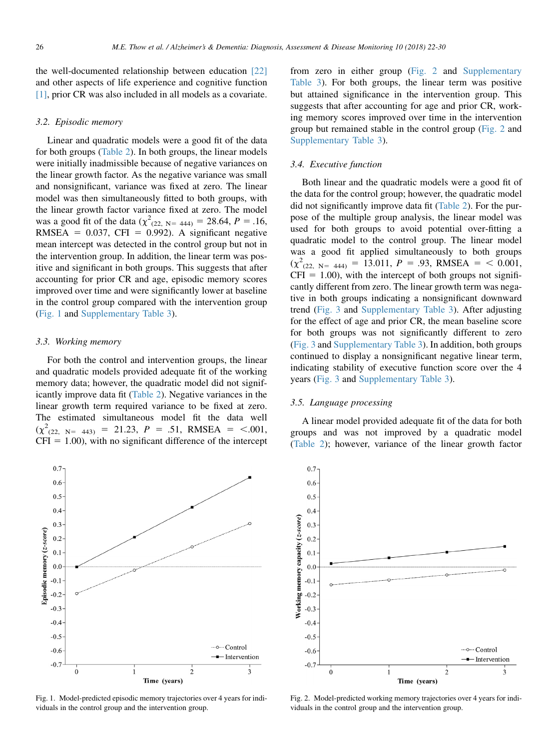the well-documented relationship between education [22] and other aspects of life experience and cognitive function [1], prior CR was also included in all models as a covariate.

### 3.2. Episodic memory

Linear and quadratic models were a good fit of the data for both groups (Table 2). In both groups, the linear models were initially inadmissible because of negative variances on the linear growth factor. As the negative variance was small and nonsignificant, variance was fixed at zero. The linear model was then simultaneously fitted to both groups, with the linear growth factor variance fixed at zero. The model was a good fit of the data ($\chi^2_{(22,\ N=\ 444)} = 28.64$, $P = .16$, RMSEA = 0.037, CFI = 0.992). A significant negative mean intercept was detected in the control group but not in the intervention group. In addition, the linear term was positive and significant in both groups. This suggests that after accounting for prior CR and age, episodic memory scores improved over time and were significantly lower at baseline in the control group compared with the intervention group (Fig. 1 and Supplementary Table 3).

### 3.3. Working memory

For both the control and intervention groups, the linear and quadratic models provided adequate fit of the working memory data; however, the quadratic model did not significantly improve data fit (Table 2). Negative variances in the linear growth term required variance to be fixed at zero. The estimated simultaneous model fit the data well ($\chi^2_{(22,\ N=\ 443)} = 21.23$, $P = .51$, RMSEA = <.001, CFI = 1.00), with no significant difference of the intercept from zero in either group (Fig. 2 and Supplementary Table 3). For both groups, the linear term was positive but attained significance in the intervention group. This suggests that after accounting for age and prior CR, working memory scores improved over time in the intervention group but remained stable in the control group (Fig. 2 and Supplementary Table 3).

### 3.4. Executive function

Both linear and the quadratic models were a good fit of the data for the control group; however, the quadratic model did not significantly improve data fit (Table 2). For the purpose of the multiple group analysis, the linear model was used for both groups to avoid potential over-fitting a quadratic model to the control group. The linear model was a good fit applied simultaneously to both groups ($\chi^2_{(22,\ N=\ 444)} = 13.011$, $P = .93$, RMSEA = < 0.001, CFI = 1.00), with the intercept of both groups not significantly different from zero. The linear growth term was negative in both groups indicating a nonsignificant downward trend (Fig. 3 and Supplementary Table 3). After adjusting for the effect of age and prior CR, the mean baseline score for both groups was not significantly different to zero (Fig. 3 and Supplementary Table 3). In addition, both groups continued to display a nonsignificant negative linear term, indicating stability of executive function score over the 4 years (Fig. 3 and Supplementary Table 3).

### 3.5. Language processing

A linear model provided adequate fit of the data for both groups and was not improved by a quadratic model (Table 2); however, variance of the linear growth factor

Fig. 1. Model-predicted episodic memory trajectories over 4 years for individuals in the control group and the intervention group.

Fig. 2. Model-predicted working memory trajectories over 4 years for individuals in the control group and the intervention group.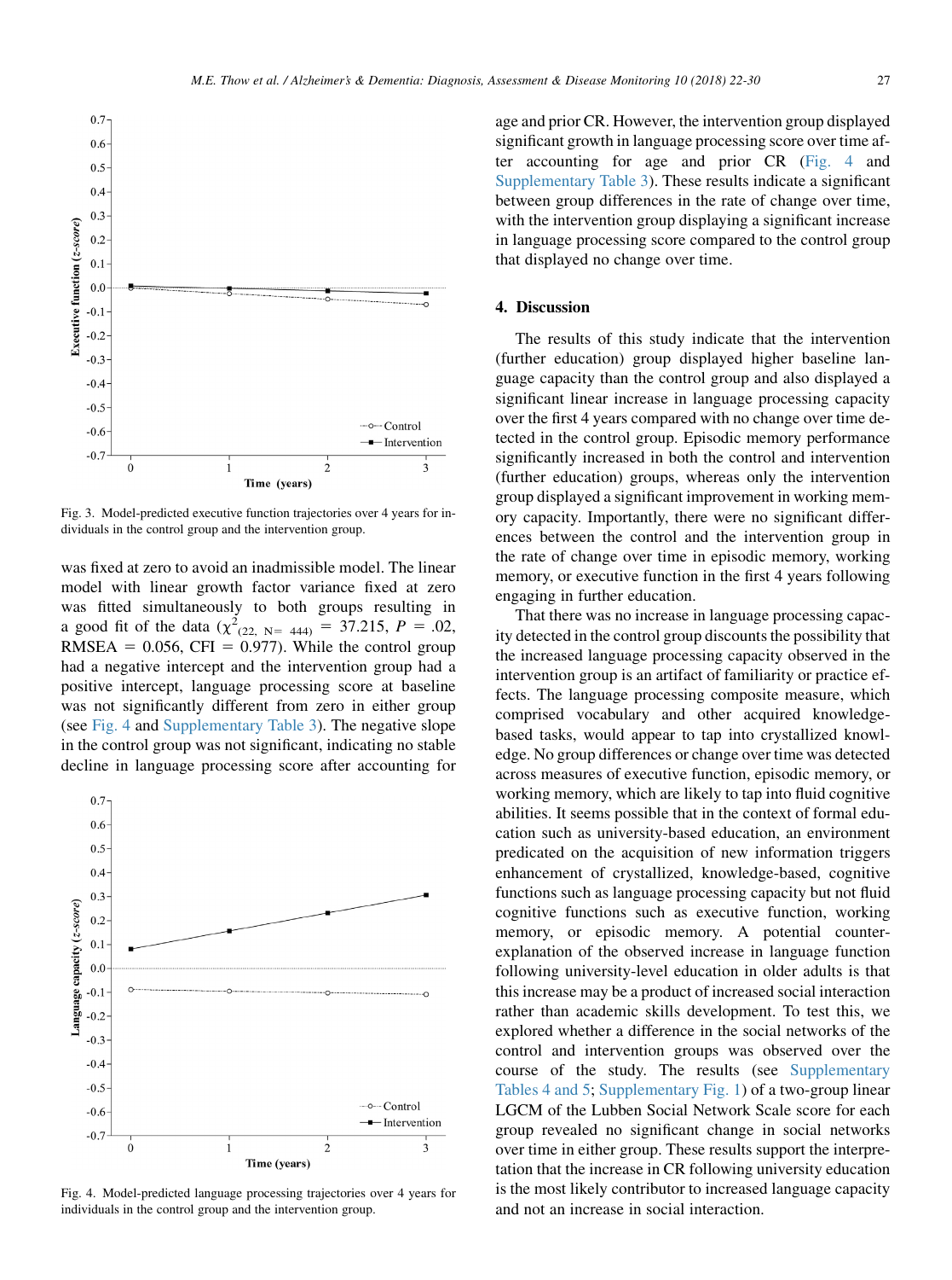Fig. 3. Model-predicted executive function trajectories over 4 years for individuals in the control group and the intervention group.

was fixed at zero to avoid an inadmissible model. The linear model with linear growth factor variance fixed at zero was fitted simultaneously to both groups resulting in a good fit of the data ($\chi^2_{(22,\ N=\ 444)}$ = 37.215, $P$ = .02, RMSEA = 0.056, CFI = 0.977). While the control group had a negative intercept and the intervention group had a positive intercept, language processing score at baseline was not significantly different from zero in either group (see Fig. 4 and Supplementary Table 3). The negative slope in the control group was not significant, indicating no stable decline in language processing score after accounting for age and prior CR. However, the intervention group displayed significant growth in language processing score over time after accounting for age and prior CR (Fig. 4 and Supplementary Table 3). These results indicate a significant between group differences in the rate of change over time, with the intervention group displaying a significant increase in language processing score compared to the control group that displayed no change over time.

Fig. 4. Model-predicted language processing trajectories over 4 years for individuals in the control group and the intervention group.

## 4. Discussion

The results of this study indicate that the intervention (further education) group displayed higher baseline language capacity than the control group and also displayed a significant linear increase in language processing capacity over the first 4 years compared with no change over time detected in the control group. Episodic memory performance significantly increased in both the control and intervention (further education) groups, whereas only the intervention group displayed a significant improvement in working memory capacity. Importantly, there were no significant differences between the control and the intervention group in the rate of change over time in episodic memory, working memory, or executive function in the first 4 years following engaging in further education.

That there was no increase in language processing capacity detected in the control group discounts the possibility that the increased language processing capacity observed in the intervention group is an artifact of familiarity or practice effects. The language processing composite measure, which comprised vocabulary and other acquired knowledge-based tasks, would appear to tap into crystallized knowledge. No group differences or change over time was detected across measures of executive function, episodic memory, or working memory, which are likely to tap into fluid cognitive abilities. It seems possible that in the context of formal education such as university-based education, an environment predicated on the acquisition of new information triggers enhancement of crystallized, knowledge-based, cognitive functions such as language processing capacity but not fluid cognitive functions such as executive function, working memory, or episodic memory. A potential counter-explanation of the observed increase in language function following university-level education in older adults is that this increase may be a product of increased social interaction rather than academic skills development. To test this, we explored whether a difference in the social networks of the control and intervention groups was observed over the course of the study. The results (see Supplementary Tables 4 and 5; Supplementary Fig. 1) of a two-group linear LGCM of the Lubben Social Network Scale score for each group revealed no significant change in social networks over time in either group. These results support the interpretation that the increase in CR following university education is the most likely contributor to increased language capacity and not an increase in social interaction.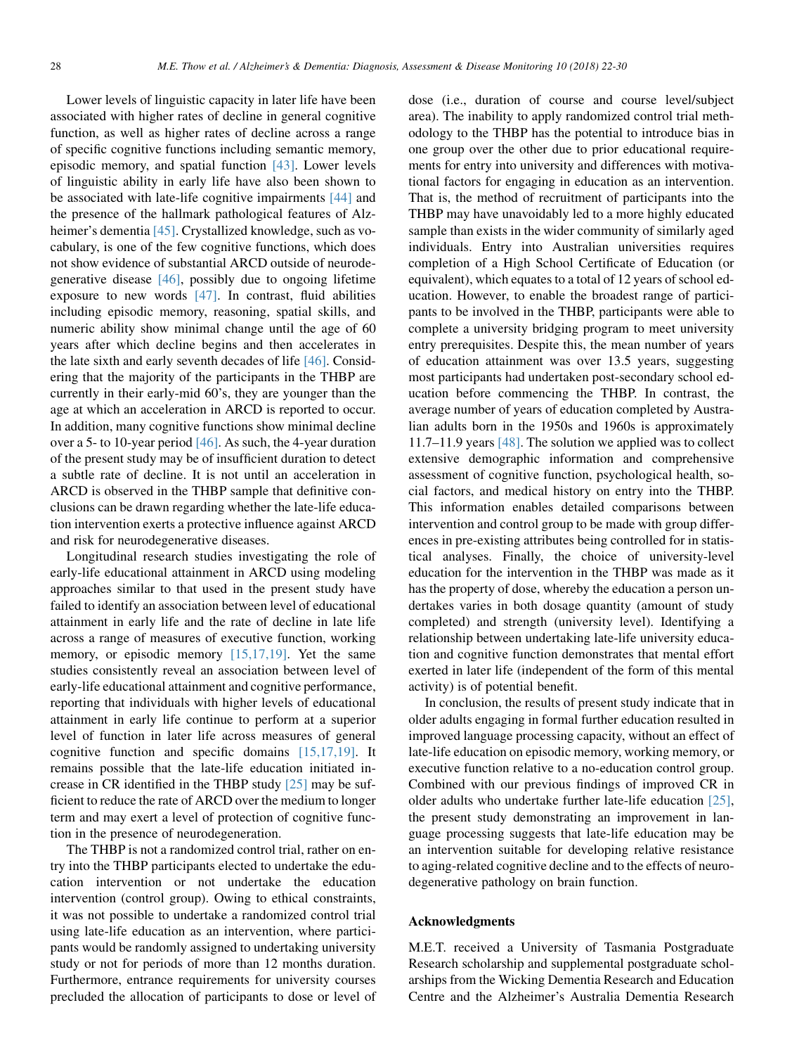Lower levels of linguistic capacity in later life have been associated with higher rates of decline in general cognitive function, as well as higher rates of decline across a range of specific cognitive functions including semantic memory, episodic memory, and spatial function [43]. Lower levels of linguistic ability in early life have also been shown to be associated with late-life cognitive impairments [44] and the presence of the hallmark pathological features of Alzheimer's dementia [45]. Crystallized knowledge, such as vocabulary, is one of the few cognitive functions, which does not show evidence of substantial ARCD outside of neurodegenerative disease [46], possibly due to ongoing lifetime exposure to new words [47]. In contrast, fluid abilities including episodic memory, reasoning, spatial skills, and numeric ability show minimal change until the age of 60 years after which decline begins and then accelerates in the late sixth and early seventh decades of life [46]. Considering that the majority of the participants in the THBP are currently in their early-mid 60's, they are younger than the age at which an acceleration in ARCD is reported to occur. In addition, many cognitive functions show minimal decline over a 5- to 10-year period [46]. As such, the 4-year duration of the present study may be of insufficient duration to detect a subtle rate of decline. It is not until an acceleration in ARCD is observed in the THBP sample that definitive conclusions can be drawn regarding whether the late-life education intervention exerts a protective influence against ARCD and risk for neurodegenerative diseases.

Longitudinal research studies investigating the role of early-life educational attainment in ARCD using modeling approaches similar to that used in the present study have failed to identify an association between level of educational attainment in early life and the rate of decline in late life across a range of measures of executive function, working memory, or episodic memory [15,17,19]. Yet the same studies consistently reveal an association between level of early-life educational attainment and cognitive performance, reporting that individuals with higher levels of educational attainment in early life continue to perform at a superior level of function in later life across measures of general cognitive function and specific domains [15,17,19]. It remains possible that the late-life education initiated increase in CR identified in the THBP study [25] may be sufficient to reduce the rate of ARCD over the medium to longer term and may exert a level of protection of cognitive function in the presence of neurodegeneration.

The THBP is not a randomized control trial, rather on entry into the THBP participants elected to undertake the education intervention or not undertake the education intervention (control group). Owing to ethical constraints, it was not possible to undertake a randomized control trial using late-life education as an intervention, where participants would be randomly assigned to undertaking university study or not for periods of more than 12 months duration. Furthermore, entrance requirements for university courses precluded the allocation of participants to dose or level of dose (i.e., duration of course and course level/subject area). The inability to apply randomized control trial methodology to the THBP has the potential to introduce bias in one group over the other due to prior educational requirements for entry into university and differences with motivational factors for engaging in education as an intervention. That is, the method of recruitment of participants into the THBP may have unavoidably led to a more highly educated sample than exists in the wider community of similarly aged individuals. Entry into Australian universities requires completion of a High School Certificate of Education (or equivalent), which equates to a total of 12 years of school education. However, to enable the broadest range of participants to be involved in the THBP, participants were able to complete a university bridging program to meet university entry prerequisites. Despite this, the mean number of years of education attainment was over 13.5 years, suggesting most participants had undertaken post-secondary school education before commencing the THBP. In contrast, the average number of years of education completed by Australian adults born in the 1950s and 1960s is approximately 11.7–11.9 years [48]. The solution we applied was to collect extensive demographic information and comprehensive assessment of cognitive function, psychological health, social factors, and medical history on entry into the THBP. This information enables detailed comparisons between intervention and control group to be made with group differences in pre-existing attributes being controlled for in statistical analyses. Finally, the choice of university-level education for the intervention in the THBP was made as it has the property of dose, whereby the education a person undertakes varies in both dosage quantity (amount of study completed) and strength (university level). Identifying a relationship between undertaking late-life university education and cognitive function demonstrates that mental effort exerted in later life (independent of the form of this mental activity) is of potential benefit.

In conclusion, the results of present study indicate that in older adults engaging in formal further education resulted in improved language processing capacity, without an effect of late-life education on episodic memory, working memory, or executive function relative to a no-education control group. Combined with our previous findings of improved CR in older adults who undertake further late-life education [25], the present study demonstrating an improvement in language processing suggests that late-life education may be an intervention suitable for developing relative resistance to aging-related cognitive decline and to the effects of neurodegenerative pathology on brain function.

## Acknowledgments

M.E.T. received a University of Tasmania Postgraduate Research scholarship and supplemental postgraduate scholarships from the Wicking Dementia Research and Education Centre and the Alzheimer's Australia Dementia Research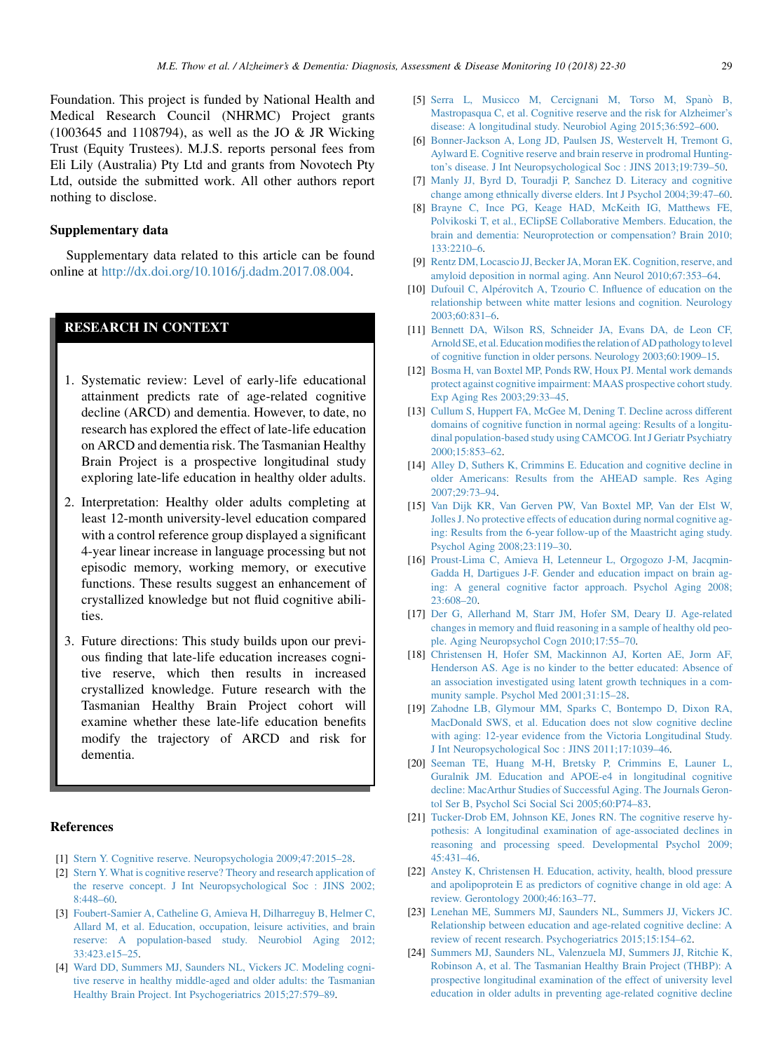Foundation. This project is funded by National Health and Medical Research Council (NHRMC) Project grants (1003645 and 1108794), as well as the JO & JR Wicking Trust (Equity Trustees). M.J.S. reports personal fees from Eli Lily (Australia) Pty Ltd and grants from Novotech Pty Ltd, outside the submitted work. All other authors report nothing to disclose.

## Supplementary data

Supplementary data related to this article can be found online at http://dx.doi.org/10.1016/j.dadm.2017.08.004.

> **RESEARCH IN CONTEXT**
>
> 1. Systematic review: Level of early-life educational attainment predicts rate of age-related cognitive decline (ARCD) and dementia. However, to date, no research has explored the effect of late-life education on ARCD and dementia risk. The Tasmanian Healthy Brain Project is a prospective longitudinal study exploring late-life education in healthy older adults.
> 2. Interpretation: Healthy older adults completing at least 12-month university-level education compared with a control reference group displayed a significant 4-year linear increase in language processing but not episodic memory, working memory, or executive functions. These results suggest an enhancement of crystallized knowledge but not fluid cognitive abilities.
> 3. Future directions: This study builds upon our previous finding that late-life education increases cognitive reserve, which then results in increased crystallized knowledge. Future research with the Tasmanian Healthy Brain Project cohort will examine whether these late-life education benefits modify the trajectory of ARCD and risk for dementia.

## References

[1] Stern Y. Cognitive reserve. Neuropsychologia 2009;47:2015–28.

[2] Stern Y. What is cognitive reserve? Theory and research application of the reserve concept. J Int Neuropsychological Soc : JINS 2002; 8:448–60.

[3] Foubert-Samier A, Catheline G, Amieva H, Dilharreguy B, Helmer C, Allard M, et al. Education, occupation, leisure activities, and brain reserve: A population-based study. Neurobiol Aging 2012; 33:423.e15–25.

[4] Ward DD, Summers MJ, Saunders NL, Vickers JC. Modeling cognitive reserve in healthy middle-aged and older adults: the Tasmanian Healthy Brain Project. Int Psychogeriatrics 2015;27:579–89.

[5] Serra L, Musicco M, Cercignani M, Torso M, Spanò B, Mastropasqua C, et al. Cognitive reserve and the risk for Alzheimer's disease: A longitudinal study. Neurobiol Aging 2015;36:592–600.

[6] Bonner-Jackson A, Long JD, Paulsen JS, Westervelt H, Tremont G, Aylward E. Cognitive reserve and brain reserve in prodromal Huntington's disease. J Int Neuropsychological Soc : JINS 2013;19:739–50.

[7] Manly JJ, Byrd D, Touradji P, Sanchez D. Literacy and cognitive change among ethnically diverse elders. Int J Psychol 2004;39:47–60.

[8] Brayne C, Ince PG, Keage HAD, McKeith IG, Matthews FE, Polvikoski T, et al., EClipSE Collaborative Members. Education, the brain and dementia: Neuroprotection or compensation? Brain 2010; 133:2210–6.

[9] Rentz DM, Locascio JJ, Becker JA, Moran EK. Cognition, reserve, and amyloid deposition in normal aging. Ann Neurol 2010;67:353–64.

[10] Dufouil C, Alpérovitch A, Tzourio C. Influence of education on the relationship between white matter lesions and cognition. Neurology 2003;60:831–6.

[11] Bennett DA, Wilson RS, Schneider JA, Evans DA, de Leon CF, Arnold SE, et al. Education modifies the relation of AD pathology to level of cognitive function in older persons. Neurology 2003;60:1909–15.

[12] Bosma H, van Boxtel MP, Ponds RW, Houx PJ. Mental work demands protect against cognitive impairment: MAAS prospective cohort study. Exp Aging Res 2003;29:33–45.

[13] Cullum S, Huppert FA, McGee M, Dening T. Decline across different domains of cognitive function in normal ageing: Results of a longitudinal population-based study using CAMCOG. Int J Geriatr Psychiatry 2000;15:853–62.

[14] Alley D, Suthers K, Crimmins E. Education and cognitive decline in older Americans: Results from the AHEAD sample. Res Aging 2007;29:73–94.

[15] Van Dijk KR, Van Gerven PW, Van Boxtel MP, Van der Elst W, Jolles J. No protective effects of education during normal cognitive aging: Results from the 6-year follow-up of the Maastricht aging study. Psychol Aging 2008;23:119–30.

[16] Proust-Lima C, Amieva H, Letenneur L, Orgogozo J-M, Jacqmin-Gadda H, Dartigues J-F. Gender and education impact on brain aging: A general cognitive factor approach. Psychol Aging 2008; 23:608–20.

[17] Der G, Allerhand M, Starr JM, Hofer SM, Deary IJ. Age-related changes in memory and fluid reasoning in a sample of healthy old people. Aging Neuropsychol Cogn 2010;17:55–70.

[18] Christensen H, Hofer SM, Mackinnon AJ, Korten AE, Jorm AF, Henderson AS. Age is no kinder to the better educated: Absence of an association investigated using latent growth techniques in a community sample. Psychol Med 2001;31:15–28.

[19] Zahodne LB, Glymour MM, Sparks C, Bontempo D, Dixon RA, MacDonald SWS, et al. Education does not slow cognitive decline with aging: 12-year evidence from the Victoria Longitudinal Study. J Int Neuropsychological Soc : JINS 2011;17:1039–46.

[20] Seeman TE, Huang M-H, Bretsky P, Crimmins E, Launer L, Guralnik JM. Education and APOE-e4 in longitudinal cognitive decline: MacArthur Studies of Successful Aging. The Journals Gerontol Ser B, Psychol Sci Social Sci 2005;60:P74–83.

[21] Tucker-Drob EM, Johnson KE, Jones RN. The cognitive reserve hypothesis: A longitudinal examination of age-associated declines in reasoning and processing speed. Developmental Psychol 2009; 45:431–46.

[22] Anstey K, Christensen H. Education, activity, health, blood pressure and apolipoprotein E as predictors of cognitive change in old age: A review. Gerontology 2000;46:163–77.

[23] Lenehan ME, Summers MJ, Saunders NL, Summers JJ, Vickers JC. Relationship between education and age-related cognitive decline: A review of recent research. Psychogeriatrics 2015;15:154–62.

[24] Summers MJ, Saunders NL, Valenzuela MJ, Summers JJ, Ritchie K, Robinson A, et al. The Tasmanian Healthy Brain Project (THBP): A prospective longitudinal examination of the effect of university level education in older adults in preventing age-related cognitive decline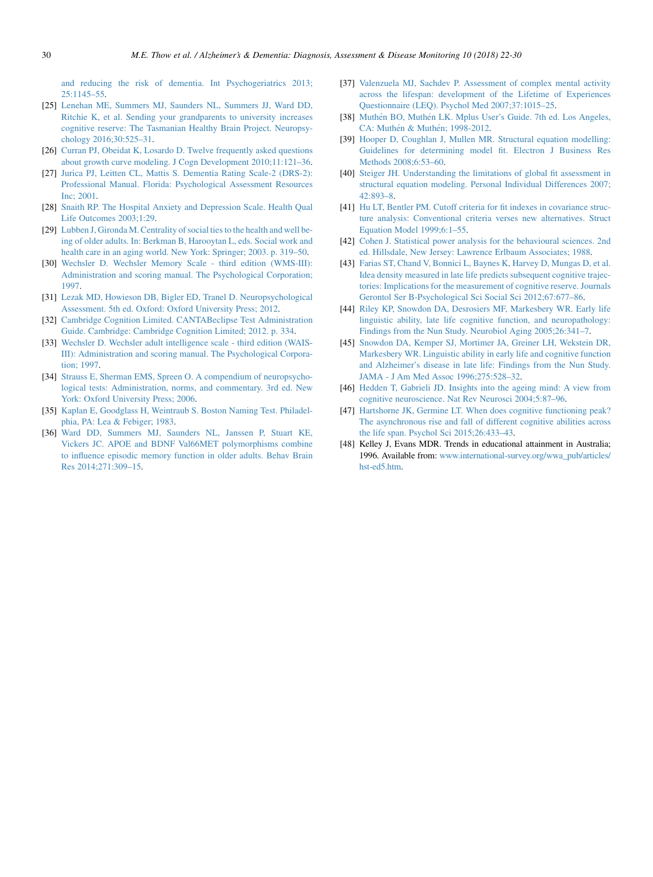and reducing the risk of dementia. Int Psychogeriatrics 2013;25:1145–55.

[25] Lenehan ME, Summers MJ, Saunders NL, Summers JJ, Ward DD, Ritchie K, et al. Sending your grandparents to university increases cognitive reserve: The Tasmanian Healthy Brain Project. Neuropsychology 2016;30:525–31.

[26] Curran PJ, Obeidat K, Losardo D. Twelve frequently asked questions about growth curve modeling. J Cogn Development 2010;11:121–36.

[27] Jurica PJ, Leitten CL, Mattis S. Dementia Rating Scale-2 (DRS-2): Professional Manual. Florida: Psychological Assessment Resources Inc; 2001.

[28] Snaith RP. The Hospital Anxiety and Depression Scale. Health Qual Life Outcomes 2003;1:29.

[29] Lubben J, Gironda M. Centrality of social ties to the health and well being of older adults. In: Berkman B, Harooytan L, eds. Social work and health care in an aging world. New York: Springer; 2003. p. 319–50.

[30] Wechsler D. Wechsler Memory Scale - third edition (WMS-III): Administration and scoring manual. The Psychological Corporation; 1997.

[31] Lezak MD, Howieson DB, Bigler ED, Tranel D. Neuropsychological Assessment. 5th ed. Oxford: Oxford University Press; 2012.

[32] Cambridge Cognition Limited. CANTABeclipse Test Administration Guide. Cambridge: Cambridge Cognition Limited; 2012. p. 334.

[33] Wechsler D. Wechsler adult intelligence scale - third edition (WAIS-III): Administration and scoring manual. The Psychological Corporation; 1997.

[34] Strauss E, Sherman EMS, Spreen O. A compendium of neuropsychological tests: Administration, norms, and commentary. 3rd ed. New York: Oxford University Press; 2006.

[35] Kaplan E, Goodglass H, Weintraub S. Boston Naming Test. Philadelphia, PA: Lea & Febiger; 1983.

[36] Ward DD, Summers MJ, Saunders NL, Janssen P, Stuart KE, Vickers JC. APOE and BDNF Val66MET polymorphisms combine to influence episodic memory function in older adults. Behav Brain Res 2014;271:309–15.

[37] Valenzuela MJ, Sachdev P. Assessment of complex mental activity across the lifespan: development of the Lifetime of Experiences Questionnaire (LEQ). Psychol Med 2007;37:1015–25.

[38] Muthén BO, Muthén LK. Mplus User's Guide. 7th ed. Los Angeles, CA: Muthén & Muthén; 1998-2012.

[39] Hooper D, Coughlan J, Mullen MR. Structural equation modelling: Guidelines for determining model fit. Electron J Business Res Methods 2008;6:53–60.

[40] Steiger JH. Understanding the limitations of global fit assessment in structural equation modeling. Personal Individual Differences 2007;42:893–8.

[41] Hu LT, Bentler PM. Cutoff criteria for fit indexes in covariance structure analysis: Conventional criteria verses new alternatives. Struct Equation Model 1999;6:1–55.

[42] Cohen J. Statistical power analysis for the behavioural sciences. 2nd ed. Hillsdale, New Jersey: Lawrence Erlbaum Associates; 1988.

[43] Farias ST, Chand V, Bonnici L, Baynes K, Harvey D, Mungas D, et al. Idea density measured in late life predicts subsequent cognitive trajectories: Implications for the measurement of cognitive reserve. Journals Gerontol Ser B-Psychological Sci Social Sci 2012;67:677–86.

[44] Riley KP, Snowdon DA, Desrosiers MF, Markesbery WR. Early life linguistic ability, late life cognitive function, and neuropathology: Findings from the Nun Study. Neurobiol Aging 2005;26:341–7.

[45] Snowdon DA, Kemper SJ, Mortimer JA, Greiner LH, Wekstein DR, Markesbery WR. Linguistic ability in early life and cognitive function and Alzheimer's disease in late life: Findings from the Nun Study. JAMA - J Am Med Assoc 1996;275:528–32.

[46] Hedden T, Gabrieli JD. Insights into the ageing mind: A view from cognitive neuroscience. Nat Rev Neurosci 2004;5:87–96.

[47] Hartshorne JK, Germine LT. When does cognitive functioning peak? The asynchronous rise and fall of different cognitive abilities across the life span. Psychol Sci 2015;26:433–43.

[48] Kelley J, Evans MDR. Trends in educational attainment in Australia; 1996. Available from: www.international-survey.org/wwa_pub/articles/hst-ed5.htm.